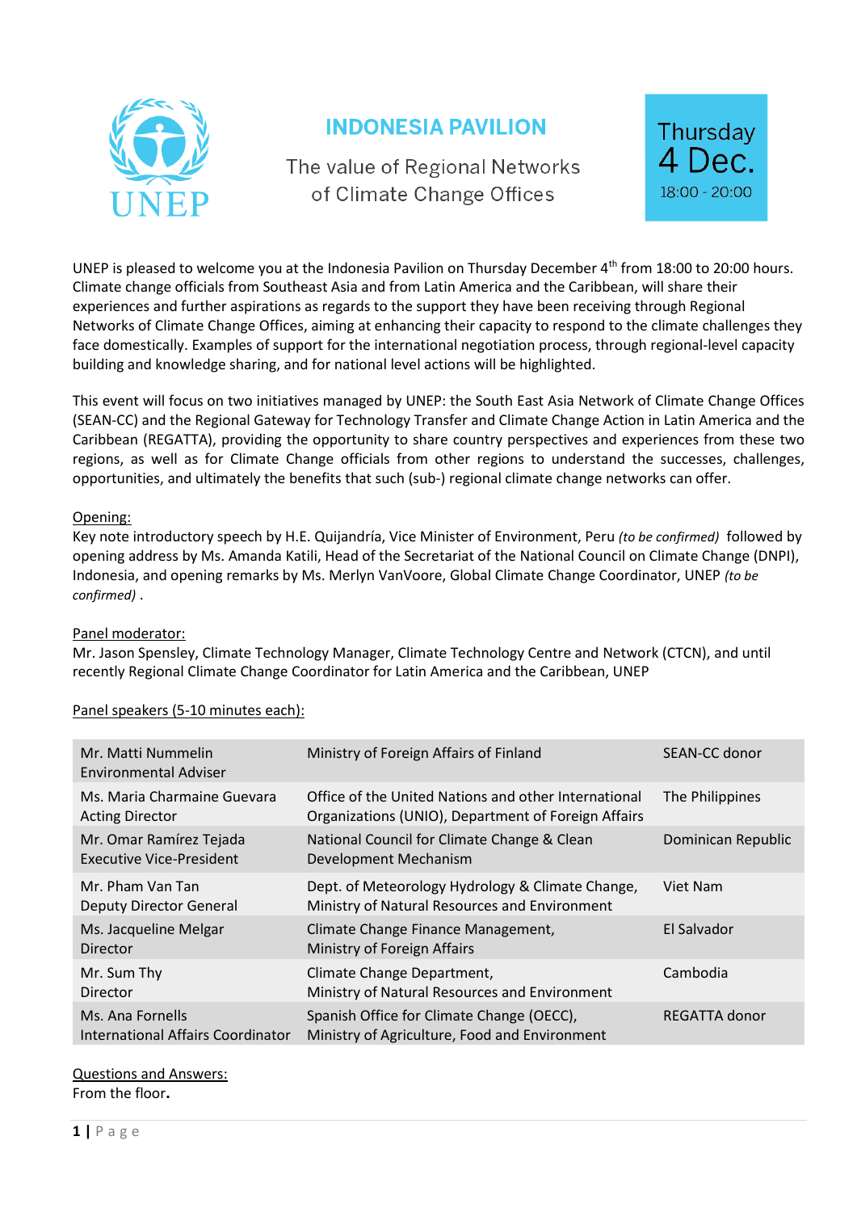UNEP

# INDONESIA PAVILION

## The value of Regional Networks of Climate Change Offices

Thursday
4 Dec.
18:00 - 20:00

UNEP is pleased to welcome you at the Indonesia Pavilion on Thursday December 4th from 18:00 to 20:00 hours. Climate change officials from Southeast Asia and from Latin America and the Caribbean, will share their experiences and further aspirations as regards to the support they have been receiving through Regional Networks of Climate Change Offices, aiming at enhancing their capacity to respond to the climate challenges they face domestically. Examples of support for the international negotiation process, through regional-level capacity building and knowledge sharing, and for national level actions will be highlighted.

This event will focus on two initiatives managed by UNEP: the South East Asia Network of Climate Change Offices (SEAN-CC) and the Regional Gateway for Technology Transfer and Climate Change Action in Latin America and the Caribbean (REGATTA), providing the opportunity to share country perspectives and experiences from these two regions, as well as for Climate Change officials from other regions to understand the successes, challenges, opportunities, and ultimately the benefits that such (sub-) regional climate change networks can offer.

Opening:
Key note introductory speech by H.E. Quijandría, Vice Minister of Environment, Peru *(to be confirmed)* followed by opening address by Ms. Amanda Katili, Head of the Secretariat of the National Council on Climate Change (DNPI), Indonesia, and opening remarks by Ms. Merlyn VanVoore, Global Climate Change Coordinator, UNEP *(to be confirmed)* .

Panel moderator:
Mr. Jason Spensley, Climate Technology Manager, Climate Technology Centre and Network (CTCN), and until recently Regional Climate Change Coordinator for Latin America and the Caribbean, UNEP

Panel speakers (5-10 minutes each):

| | | |
|---|---|---|
| Mr. Matti Nummelin<br>Environmental Adviser | Ministry of Foreign Affairs of Finland | SEAN-CC donor |
| Ms. Maria Charmaine Guevara<br>Acting Director | Office of the United Nations and other International Organizations (UNIO), Department of Foreign Affairs | The Philippines |
| Mr. Omar Ramírez Tejada<br>Executive Vice-President | National Council for Climate Change & Clean Development Mechanism | Dominican Republic |
| Mr. Pham Van Tan<br>Deputy Director General | Dept. of Meteorology Hydrology & Climate Change, Ministry of Natural Resources and Environment | Viet Nam |
| Ms. Jacqueline Melgar<br>Director | Climate Change Finance Management, Ministry of Foreign Affairs | El Salvador |
| Mr. Sum Thy<br>Director | Climate Change Department, Ministry of Natural Resources and Environment | Cambodia |
| Ms. Ana Fornells<br>International Affairs Coordinator | Spanish Office for Climate Change (OECC), Ministry of Agriculture, Food and Environment | REGATTA donor |

Questions and Answers:
From the floor**.**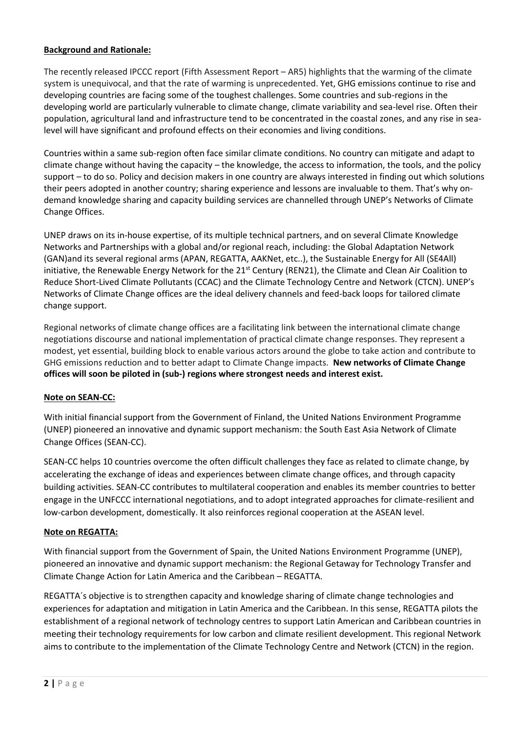**Background and Rationale:**

The recently released IPCCC report (Fifth Assessment Report – AR5) highlights that the warming of the climate system is unequivocal, and that the rate of warming is unprecedented. Yet, GHG emissions continue to rise and developing countries are facing some of the toughest challenges. Some countries and sub-regions in the developing world are particularly vulnerable to climate change, climate variability and sea-level rise. Often their population, agricultural land and infrastructure tend to be concentrated in the coastal zones, and any rise in sea-level will have significant and profound effects on their economies and living conditions.

Countries within a same sub-region often face similar climate conditions. No country can mitigate and adapt to climate change without having the capacity – the knowledge, the access to information, the tools, and the policy support – to do so. Policy and decision makers in one country are always interested in finding out which solutions their peers adopted in another country; sharing experience and lessons are invaluable to them. That's why on-demand knowledge sharing and capacity building services are channelled through UNEP's Networks of Climate Change Offices.

UNEP draws on its in-house expertise, of its multiple technical partners, and on several Climate Knowledge Networks and Partnerships with a global and/or regional reach, including: the Global Adaptation Network (GAN)and its several regional arms (APAN, REGATTA, AAKNet, etc..), the Sustainable Energy for All (SE4All) initiative, the Renewable Energy Network for the 21st Century (REN21), the Climate and Clean Air Coalition to Reduce Short-Lived Climate Pollutants (CCAC) and the Climate Technology Centre and Network (CTCN). UNEP's Networks of Climate Change offices are the ideal delivery channels and feed-back loops for tailored climate change support.

Regional networks of climate change offices are a facilitating link between the international climate change negotiations discourse and national implementation of practical climate change responses. They represent a modest, yet essential, building block to enable various actors around the globe to take action and contribute to GHG emissions reduction and to better adapt to Climate Change impacts. **New networks of Climate Change offices will soon be piloted in (sub-) regions where strongest needs and interest exist.**

**Note on SEAN-CC:**

With initial financial support from the Government of Finland, the United Nations Environment Programme (UNEP) pioneered an innovative and dynamic support mechanism: the South East Asia Network of Climate Change Offices (SEAN-CC).

SEAN-CC helps 10 countries overcome the often difficult challenges they face as related to climate change, by accelerating the exchange of ideas and experiences between climate change offices, and through capacity building activities. SEAN-CC contributes to multilateral cooperation and enables its member countries to better engage in the UNFCCC international negotiations, and to adopt integrated approaches for climate-resilient and low-carbon development, domestically. It also reinforces regional cooperation at the ASEAN level.

**Note on REGATTA:**

With financial support from the Government of Spain, the United Nations Environment Programme (UNEP), pioneered an innovative and dynamic support mechanism: the Regional Getaway for Technology Transfer and Climate Change Action for Latin America and the Caribbean – REGATTA.

REGATTA´s objective is to strengthen capacity and knowledge sharing of climate change technologies and experiences for adaptation and mitigation in Latin America and the Caribbean. In this sense, REGATTA pilots the establishment of a regional network of technology centres to support Latin American and Caribbean countries in meeting their technology requirements for low carbon and climate resilient development. This regional Network aims to contribute to the implementation of the Climate Technology Centre and Network (CTCN) in the region.